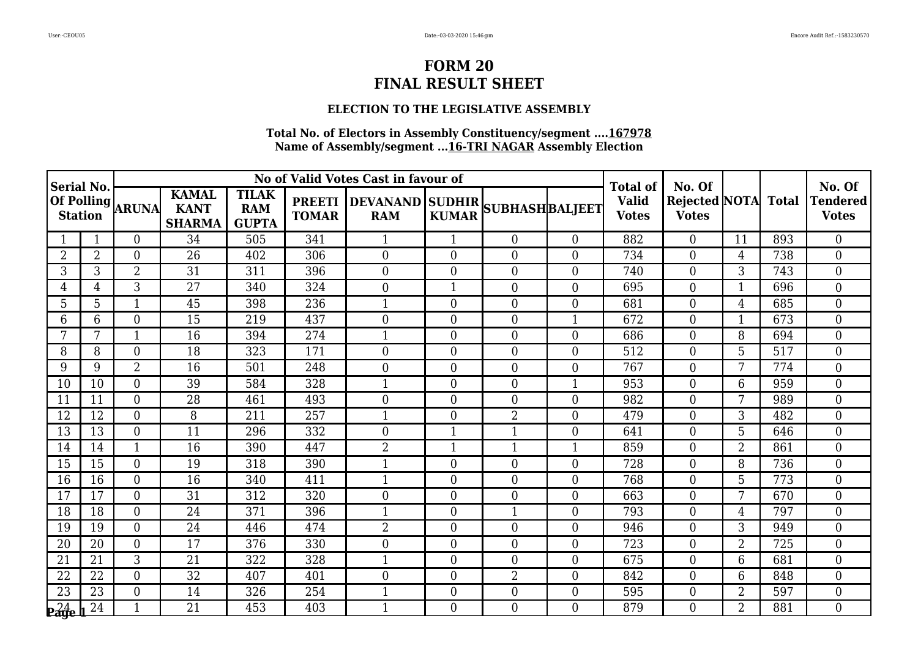# FORM 20
# FINAL RESULT SHEET

### ELECTION TO THE LEGISLATIVE ASSEMBLY

**Total No. of Electors in Assembly Constituency/segment ....167978**
**Name of Assembly/segment ...16-TRI NAGAR Assembly Election**

| Serial No. Of Polling Station | | No of Valid Votes Cast in favour of | | | | | | | | Total of Valid Votes | No. Of Rejected Votes | NOTA | Total | No. Of Tendered Votes |
|---|---|---|---|---|---|---|---|---|---|---|---|---|---|---|
| | | ARUNA | KAMAL KANT SHARMA | TILAK RAM GUPTA | PREETI TOMAR | DEVANAND RAM | SUDHIR KUMAR | SUBHASH | BALJEET | | | | | |
| 1 | 1 | 0 | 34 | 505 | 341 | 1 | 1 | 0 | 0 | 882 | 0 | 11 | 893 | 0 |
| 2 | 2 | 0 | 26 | 402 | 306 | 0 | 0 | 0 | 0 | 734 | 0 | 4 | 738 | 0 |
| 3 | 3 | 2 | 31 | 311 | 396 | 0 | 0 | 0 | 0 | 740 | 0 | 3 | 743 | 0 |
| 4 | 4 | 3 | 27 | 340 | 324 | 0 | 1 | 0 | 0 | 695 | 0 | 1 | 696 | 0 |
| 5 | 5 | 1 | 45 | 398 | 236 | 1 | 0 | 0 | 0 | 681 | 0 | 4 | 685 | 0 |
| 6 | 6 | 0 | 15 | 219 | 437 | 0 | 0 | 0 | 1 | 672 | 0 | 1 | 673 | 0 |
| 7 | 7 | 1 | 16 | 394 | 274 | 1 | 0 | 0 | 0 | 686 | 0 | 8 | 694 | 0 |
| 8 | 8 | 0 | 18 | 323 | 171 | 0 | 0 | 0 | 0 | 512 | 0 | 5 | 517 | 0 |
| 9 | 9 | 2 | 16 | 501 | 248 | 0 | 0 | 0 | 0 | 767 | 0 | 7 | 774 | 0 |
| 10 | 10 | 0 | 39 | 584 | 328 | 1 | 0 | 0 | 1 | 953 | 0 | 6 | 959 | 0 |
| 11 | 11 | 0 | 28 | 461 | 493 | 0 | 0 | 0 | 0 | 982 | 0 | 7 | 989 | 0 |
| 12 | 12 | 0 | 8 | 211 | 257 | 1 | 0 | 2 | 0 | 479 | 0 | 3 | 482 | 0 |
| 13 | 13 | 0 | 11 | 296 | 332 | 0 | 1 | 1 | 0 | 641 | 0 | 5 | 646 | 0 |
| 14 | 14 | 1 | 16 | 390 | 447 | 2 | 1 | 1 | 1 | 859 | 0 | 2 | 861 | 0 |
| 15 | 15 | 0 | 19 | 318 | 390 | 1 | 0 | 0 | 0 | 728 | 0 | 8 | 736 | 0 |
| 16 | 16 | 0 | 16 | 340 | 411 | 1 | 0 | 0 | 0 | 768 | 0 | 5 | 773 | 0 |
| 17 | 17 | 0 | 31 | 312 | 320 | 0 | 0 | 0 | 0 | 663 | 0 | 7 | 670 | 0 |
| 18 | 18 | 0 | 24 | 371 | 396 | 1 | 0 | 1 | 0 | 793 | 0 | 4 | 797 | 0 |
| 19 | 19 | 0 | 24 | 446 | 474 | 2 | 0 | 0 | 0 | 946 | 0 | 3 | 949 | 0 |
| 20 | 20 | 0 | 17 | 376 | 330 | 0 | 0 | 0 | 0 | 723 | 0 | 2 | 725 | 0 |
| 21 | 21 | 3 | 21 | 322 | 328 | 1 | 0 | 0 | 0 | 675 | 0 | 6 | 681 | 0 |
| 22 | 22 | 0 | 32 | 407 | 401 | 0 | 0 | 2 | 0 | 842 | 0 | 6 | 848 | 0 |
| 23 | 23 | 0 | 14 | 326 | 254 | 1 | 0 | 0 | 0 | 595 | 0 | 2 | 597 | 0 |
| 24 | 24 | 1 | 21 | 453 | 403 | 1 | 0 | 0 | 0 | 879 | 0 | 2 | 881 | 0 |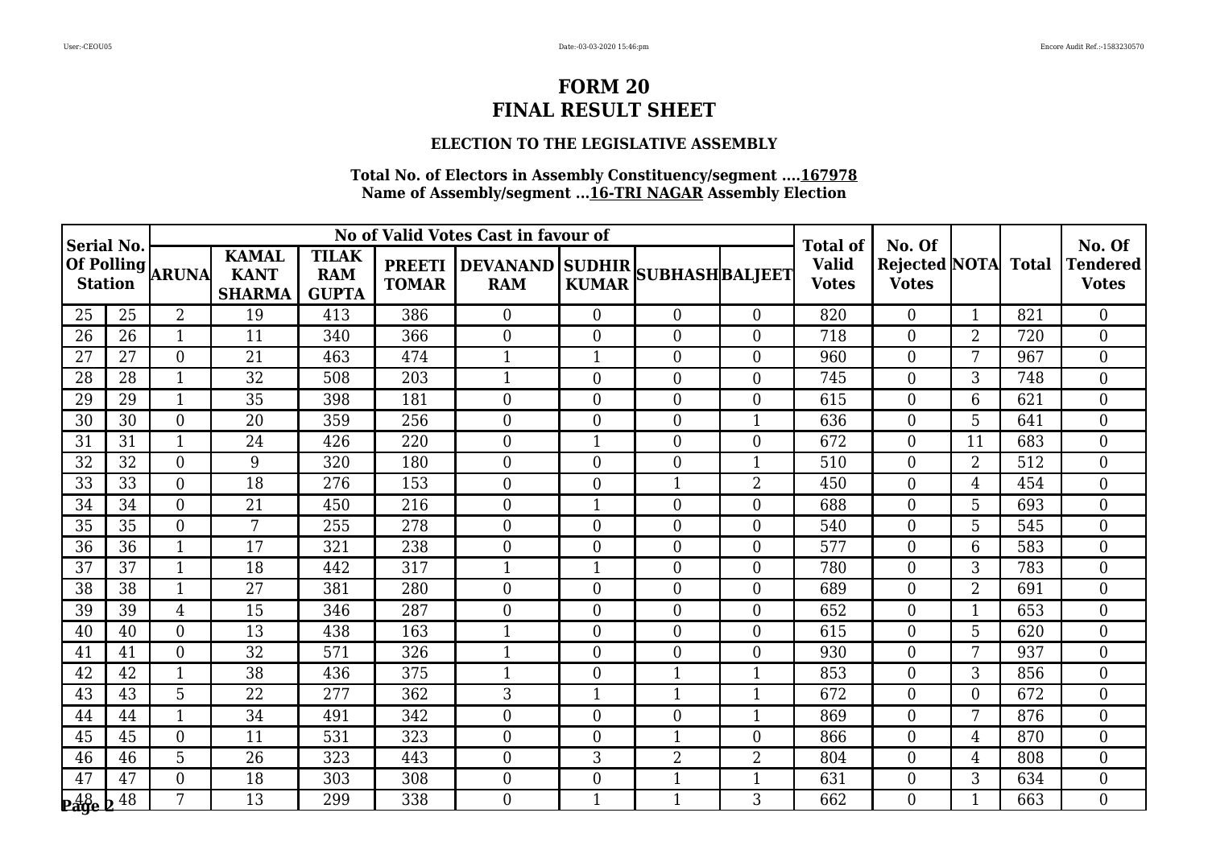# FORM 20
# FINAL RESULT SHEET

### ELECTION TO THE LEGISLATIVE ASSEMBLY

**Total No. of Electors in Assembly Constituency/segment ....167978**
**Name of Assembly/segment ...16-TRI NAGAR Assembly Election**

| Serial No. Of Polling Station | | No of Valid Votes Cast in favour of | | | | | | | | Total of Valid Votes | No. Of Rejected Votes | NOTA | Total | No. Of Tendered Votes |
|---|---|---|---|---|---|---|---|---|---|---|---|---|---|---|
| | | ARUNA | KAMAL KANT SHARMA | TILAK RAM GUPTA | PREETI TOMAR | DEVANAND RAM | SUDHIR KUMAR | SUBHASH | BALJEET | | | | | |
| 25 | 25 | 2 | 19 | 413 | 386 | 0 | 0 | 0 | 0 | 820 | 0 | 1 | 821 | 0 |
| 26 | 26 | 1 | 11 | 340 | 366 | 0 | 0 | 0 | 0 | 718 | 0 | 2 | 720 | 0 |
| 27 | 27 | 0 | 21 | 463 | 474 | 1 | 1 | 0 | 0 | 960 | 0 | 7 | 967 | 0 |
| 28 | 28 | 1 | 32 | 508 | 203 | 1 | 0 | 0 | 0 | 745 | 0 | 3 | 748 | 0 |
| 29 | 29 | 1 | 35 | 398 | 181 | 0 | 0 | 0 | 0 | 615 | 0 | 6 | 621 | 0 |
| 30 | 30 | 0 | 20 | 359 | 256 | 0 | 0 | 0 | 1 | 636 | 0 | 5 | 641 | 0 |
| 31 | 31 | 1 | 24 | 426 | 220 | 0 | 1 | 0 | 0 | 672 | 0 | 11 | 683 | 0 |
| 32 | 32 | 0 | 9 | 320 | 180 | 0 | 0 | 0 | 1 | 510 | 0 | 2 | 512 | 0 |
| 33 | 33 | 0 | 18 | 276 | 153 | 0 | 0 | 1 | 2 | 450 | 0 | 4 | 454 | 0 |
| 34 | 34 | 0 | 21 | 450 | 216 | 0 | 1 | 0 | 0 | 688 | 0 | 5 | 693 | 0 |
| 35 | 35 | 0 | 7 | 255 | 278 | 0 | 0 | 0 | 0 | 540 | 0 | 5 | 545 | 0 |
| 36 | 36 | 1 | 17 | 321 | 238 | 0 | 0 | 0 | 0 | 577 | 0 | 6 | 583 | 0 |
| 37 | 37 | 1 | 18 | 442 | 317 | 1 | 1 | 0 | 0 | 780 | 0 | 3 | 783 | 0 |
| 38 | 38 | 1 | 27 | 381 | 280 | 0 | 0 | 0 | 0 | 689 | 0 | 2 | 691 | 0 |
| 39 | 39 | 4 | 15 | 346 | 287 | 0 | 0 | 0 | 0 | 652 | 0 | 1 | 653 | 0 |
| 40 | 40 | 0 | 13 | 438 | 163 | 1 | 0 | 0 | 0 | 615 | 0 | 5 | 620 | 0 |
| 41 | 41 | 0 | 32 | 571 | 326 | 1 | 0 | 0 | 0 | 930 | 0 | 7 | 937 | 0 |
| 42 | 42 | 1 | 38 | 436 | 375 | 1 | 0 | 1 | 1 | 853 | 0 | 3 | 856 | 0 |
| 43 | 43 | 5 | 22 | 277 | 362 | 3 | 1 | 1 | 1 | 672 | 0 | 0 | 672 | 0 |
| 44 | 44 | 1 | 34 | 491 | 342 | 0 | 0 | 0 | 1 | 869 | 0 | 7 | 876 | 0 |
| 45 | 45 | 0 | 11 | 531 | 323 | 0 | 0 | 1 | 0 | 866 | 0 | 4 | 870 | 0 |
| 46 | 46 | 5 | 26 | 323 | 443 | 0 | 3 | 2 | 2 | 804 | 0 | 4 | 808 | 0 |
| 47 | 47 | 0 | 18 | 303 | 308 | 0 | 0 | 1 | 1 | 631 | 0 | 3 | 634 | 0 |
| 48 | 48 | 7 | 13 | 299 | 338 | 0 | 1 | 1 | 3 | 662 | 0 | 1 | 663 | 0 |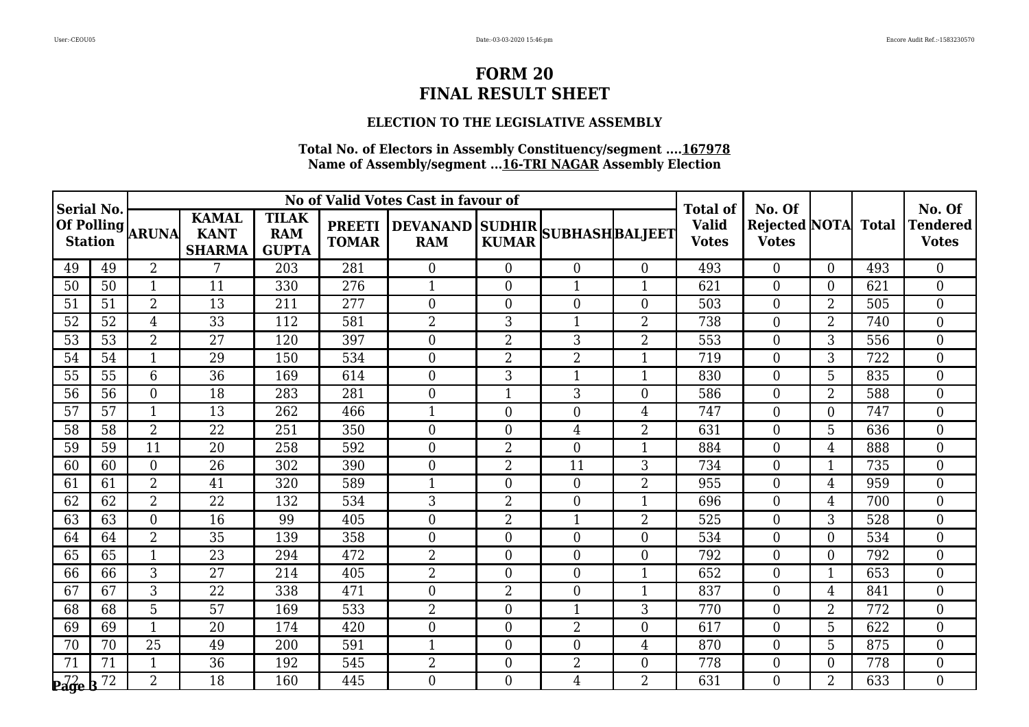# FORM 20
# FINAL RESULT SHEET

### ELECTION TO THE LEGISLATIVE ASSEMBLY

**Total No. of Electors in Assembly Constituency/segment ....167978**
**Name of Assembly/segment ...16-TRI NAGAR Assembly Election**

| Serial No. Of Polling Station | | No of Valid Votes Cast in favour of | | | | | | | | Total of Valid Votes | No. Of Rejected Votes | NOTA | Total | No. Of Tendered Votes |
|---|---|---|---|---|---|---|---|---|---|---|---|---|---|---|
| | | ARUNA | KAMAL KANT SHARMA | TILAK RAM GUPTA | PREETI TOMAR | DEVANAND RAM | SUDHIR KUMAR | SUBHASH | BALJEET | | | | | |
| 49 | 49 | 2 | 7 | 203 | 281 | 0 | 0 | 0 | 0 | 493 | 0 | 0 | 493 | 0 |
| 50 | 50 | 1 | 11 | 330 | 276 | 1 | 0 | 1 | 1 | 621 | 0 | 0 | 621 | 0 |
| 51 | 51 | 2 | 13 | 211 | 277 | 0 | 0 | 0 | 0 | 503 | 0 | 2 | 505 | 0 |
| 52 | 52 | 4 | 33 | 112 | 581 | 2 | 3 | 1 | 2 | 738 | 0 | 2 | 740 | 0 |
| 53 | 53 | 2 | 27 | 120 | 397 | 0 | 2 | 3 | 2 | 553 | 0 | 3 | 556 | 0 |
| 54 | 54 | 1 | 29 | 150 | 534 | 0 | 2 | 2 | 1 | 719 | 0 | 3 | 722 | 0 |
| 55 | 55 | 6 | 36 | 169 | 614 | 0 | 3 | 1 | 1 | 830 | 0 | 5 | 835 | 0 |
| 56 | 56 | 0 | 18 | 283 | 281 | 0 | 1 | 3 | 0 | 586 | 0 | 2 | 588 | 0 |
| 57 | 57 | 1 | 13 | 262 | 466 | 1 | 0 | 0 | 4 | 747 | 0 | 0 | 747 | 0 |
| 58 | 58 | 2 | 22 | 251 | 350 | 0 | 0 | 4 | 2 | 631 | 0 | 5 | 636 | 0 |
| 59 | 59 | 11 | 20 | 258 | 592 | 0 | 2 | 0 | 1 | 884 | 0 | 4 | 888 | 0 |
| 60 | 60 | 0 | 26 | 302 | 390 | 0 | 2 | 11 | 3 | 734 | 0 | 1 | 735 | 0 |
| 61 | 61 | 2 | 41 | 320 | 589 | 1 | 0 | 0 | 2 | 955 | 0 | 4 | 959 | 0 |
| 62 | 62 | 2 | 22 | 132 | 534 | 3 | 2 | 0 | 1 | 696 | 0 | 4 | 700 | 0 |
| 63 | 63 | 0 | 16 | 99 | 405 | 0 | 2 | 1 | 2 | 525 | 0 | 3 | 528 | 0 |
| 64 | 64 | 2 | 35 | 139 | 358 | 0 | 0 | 0 | 0 | 534 | 0 | 0 | 534 | 0 |
| 65 | 65 | 1 | 23 | 294 | 472 | 2 | 0 | 0 | 0 | 792 | 0 | 0 | 792 | 0 |
| 66 | 66 | 3 | 27 | 214 | 405 | 2 | 0 | 0 | 1 | 652 | 0 | 1 | 653 | 0 |
| 67 | 67 | 3 | 22 | 338 | 471 | 0 | 2 | 0 | 1 | 837 | 0 | 4 | 841 | 0 |
| 68 | 68 | 5 | 57 | 169 | 533 | 2 | 0 | 1 | 3 | 770 | 0 | 2 | 772 | 0 |
| 69 | 69 | 1 | 20 | 174 | 420 | 0 | 0 | 2 | 0 | 617 | 0 | 5 | 622 | 0 |
| 70 | 70 | 25 | 49 | 200 | 591 | 1 | 0 | 0 | 4 | 870 | 0 | 5 | 875 | 0 |
| 71 | 71 | 1 | 36 | 192 | 545 | 2 | 0 | 2 | 0 | 778 | 0 | 0 | 778 | 0 |
| 72 | 72 | 2 | 18 | 160 | 445 | 0 | 0 | 4 | 2 | 631 | 0 | 2 | 633 | 0 |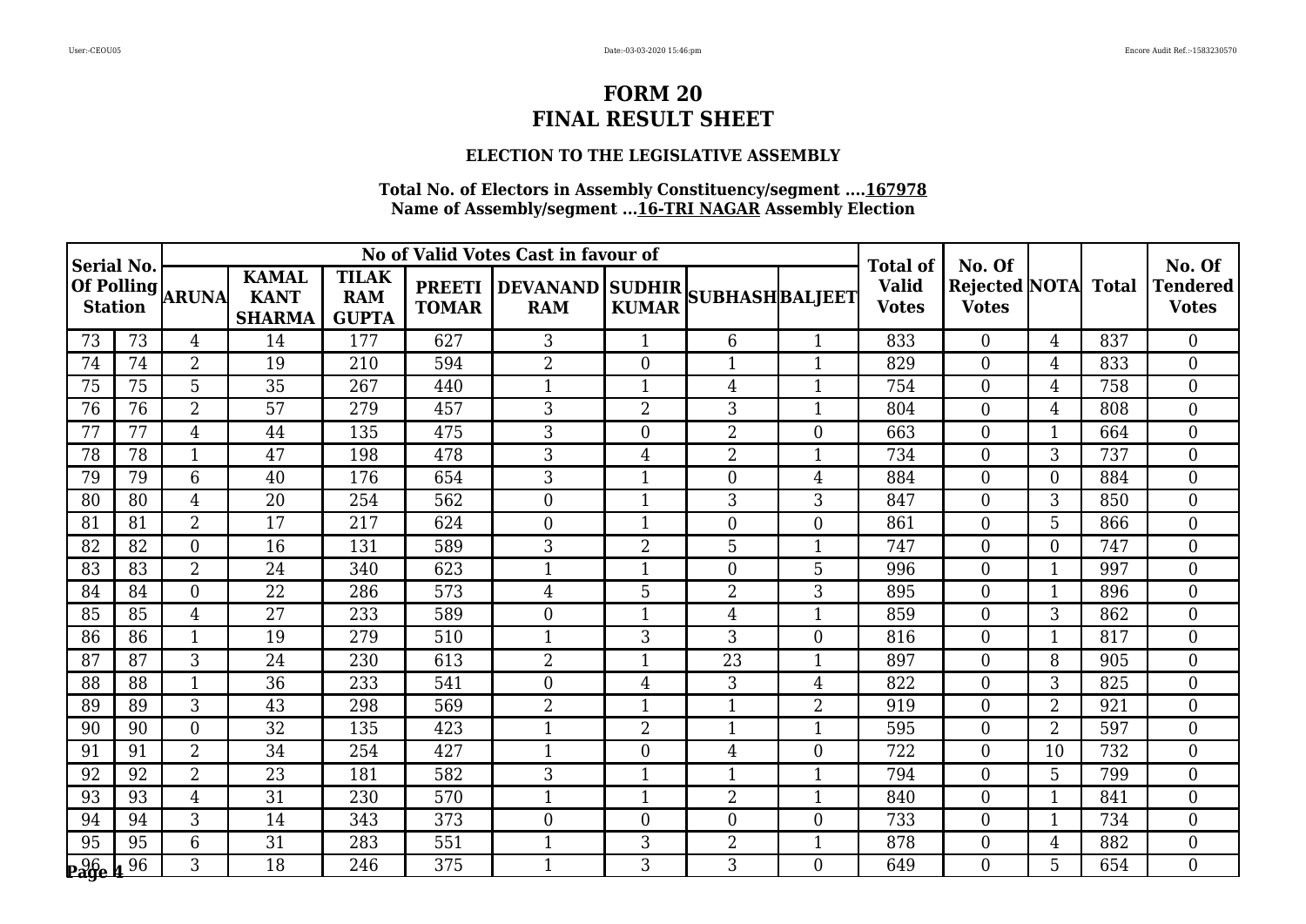# FORM 20
# FINAL RESULT SHEET

### ELECTION TO THE LEGISLATIVE ASSEMBLY

**Total No. of Electors in Assembly Constituency/segment ....167978**
**Name of Assembly/segment ...16-TRI NAGAR Assembly Election**

| Serial No. Of Polling Station | | No of Valid Votes Cast in favour of | | | | | | | | Total of Valid Votes | No. Of Rejected Votes | NOTA | Total | No. Of Tendered Votes |
|---|---|---|---|---|---|---|---|---|---|---|---|---|---|---|
| | | ARUNA | KAMAL KANT SHARMA | TILAK RAM GUPTA | PREETI TOMAR | DEVANAND RAM | SUDHIR KUMAR | SUBHASH | BALJEET | | | | | |
| 73 | 73 | 4 | 14 | 177 | 627 | 3 | 1 | 6 | 1 | 833 | 0 | 4 | 837 | 0 |
| 74 | 74 | 2 | 19 | 210 | 594 | 2 | 0 | 1 | 1 | 829 | 0 | 4 | 833 | 0 |
| 75 | 75 | 5 | 35 | 267 | 440 | 1 | 1 | 4 | 1 | 754 | 0 | 4 | 758 | 0 |
| 76 | 76 | 2 | 57 | 279 | 457 | 3 | 2 | 3 | 1 | 804 | 0 | 4 | 808 | 0 |
| 77 | 77 | 4 | 44 | 135 | 475 | 3 | 0 | 2 | 0 | 663 | 0 | 1 | 664 | 0 |
| 78 | 78 | 1 | 47 | 198 | 478 | 3 | 4 | 2 | 1 | 734 | 0 | 3 | 737 | 0 |
| 79 | 79 | 6 | 40 | 176 | 654 | 3 | 1 | 0 | 4 | 884 | 0 | 0 | 884 | 0 |
| 80 | 80 | 4 | 20 | 254 | 562 | 0 | 1 | 3 | 3 | 847 | 0 | 3 | 850 | 0 |
| 81 | 81 | 2 | 17 | 217 | 624 | 0 | 1 | 0 | 0 | 861 | 0 | 5 | 866 | 0 |
| 82 | 82 | 0 | 16 | 131 | 589 | 3 | 2 | 5 | 1 | 747 | 0 | 0 | 747 | 0 |
| 83 | 83 | 2 | 24 | 340 | 623 | 1 | 1 | 0 | 5 | 996 | 0 | 1 | 997 | 0 |
| 84 | 84 | 0 | 22 | 286 | 573 | 4 | 5 | 2 | 3 | 895 | 0 | 1 | 896 | 0 |
| 85 | 85 | 4 | 27 | 233 | 589 | 0 | 1 | 4 | 1 | 859 | 0 | 3 | 862 | 0 |
| 86 | 86 | 1 | 19 | 279 | 510 | 1 | 3 | 3 | 0 | 816 | 0 | 1 | 817 | 0 |
| 87 | 87 | 3 | 24 | 230 | 613 | 2 | 1 | 23 | 1 | 897 | 0 | 8 | 905 | 0 |
| 88 | 88 | 1 | 36 | 233 | 541 | 0 | 4 | 3 | 4 | 822 | 0 | 3 | 825 | 0 |
| 89 | 89 | 3 | 43 | 298 | 569 | 2 | 1 | 1 | 2 | 919 | 0 | 2 | 921 | 0 |
| 90 | 90 | 0 | 32 | 135 | 423 | 1 | 2 | 1 | 1 | 595 | 0 | 2 | 597 | 0 |
| 91 | 91 | 2 | 34 | 254 | 427 | 1 | 0 | 4 | 0 | 722 | 0 | 10 | 732 | 0 |
| 92 | 92 | 2 | 23 | 181 | 582 | 3 | 1 | 1 | 1 | 794 | 0 | 5 | 799 | 0 |
| 93 | 93 | 4 | 31 | 230 | 570 | 1 | 1 | 2 | 1 | 840 | 0 | 1 | 841 | 0 |
| 94 | 94 | 3 | 14 | 343 | 373 | 0 | 0 | 0 | 0 | 733 | 0 | 1 | 734 | 0 |
| 95 | 95 | 6 | 31 | 283 | 551 | 1 | 3 | 2 | 1 | 878 | 0 | 4 | 882 | 0 |
| 96 | 96 | 3 | 18 | 246 | 375 | 1 | 3 | 3 | 0 | 649 | 0 | 5 | 654 | 0 |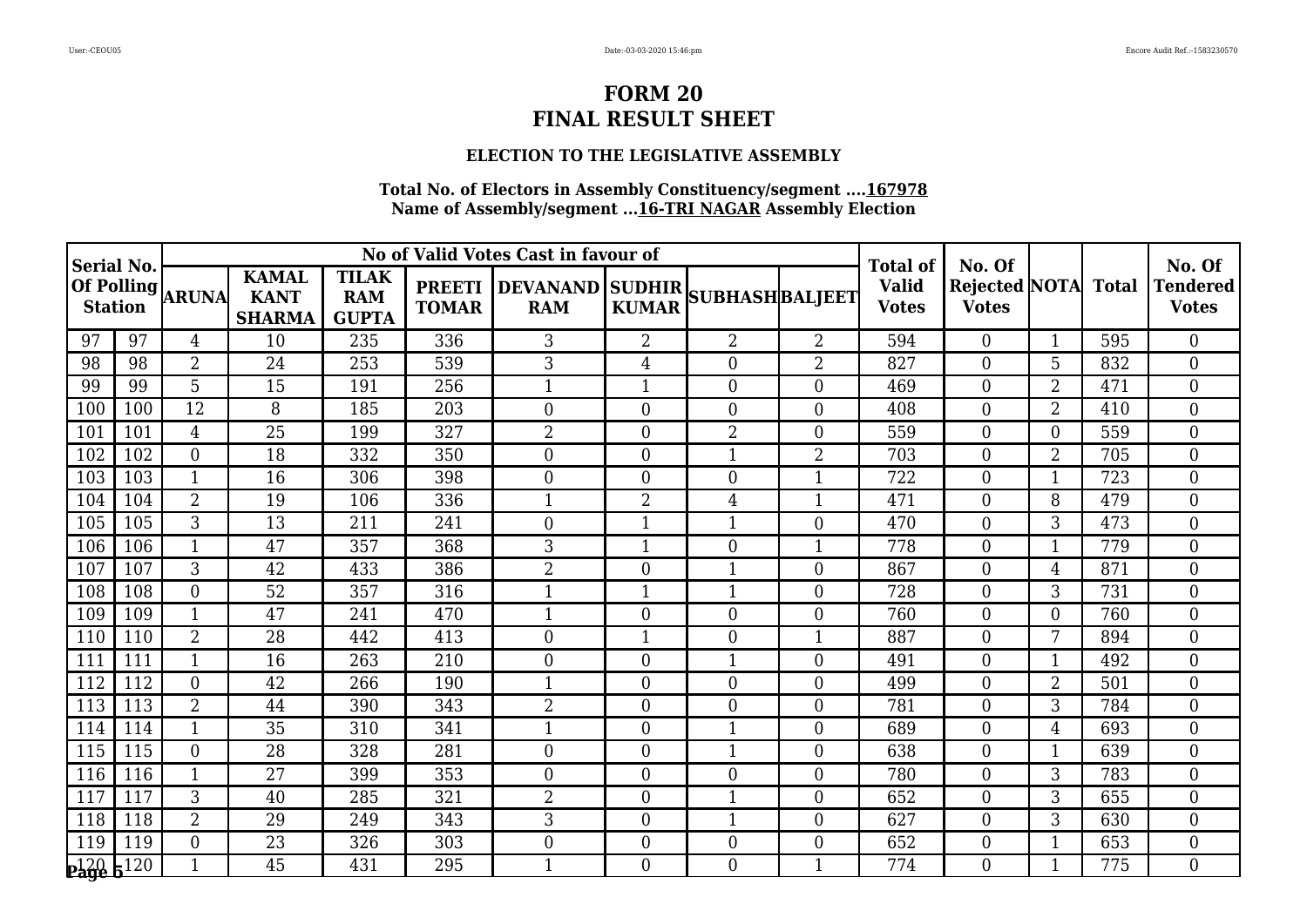# FORM 20
# FINAL RESULT SHEET

### ELECTION TO THE LEGISLATIVE ASSEMBLY

**Total No. of Electors in Assembly Constituency/segment ....167978**
**Name of Assembly/segment ...16-TRI NAGAR Assembly Election**

| Serial No. Of Polling Station | | No of Valid Votes Cast in favour of | | | | | | | | Total of Valid Votes | No. Of Rejected Votes | NOTA | Total | No. Of Tendered Votes |
|---|---|---|---|---|---|---|---|---|---|---|---|---|---|---|
| | | ARUNA | KAMAL KANT SHARMA | TILAK RAM GUPTA | PREETI TOMAR | DEVANAND RAM | SUDHIR KUMAR | SUBHASH | BALJEET | | | | | |
| 97 | 97 | 4 | 10 | 235 | 336 | 3 | 2 | 2 | 2 | 594 | 0 | 1 | 595 | 0 |
| 98 | 98 | 2 | 24 | 253 | 539 | 3 | 4 | 0 | 2 | 827 | 0 | 5 | 832 | 0 |
| 99 | 99 | 5 | 15 | 191 | 256 | 1 | 1 | 0 | 0 | 469 | 0 | 2 | 471 | 0 |
| 100 | 100 | 12 | 8 | 185 | 203 | 0 | 0 | 0 | 0 | 408 | 0 | 2 | 410 | 0 |
| 101 | 101 | 4 | 25 | 199 | 327 | 2 | 0 | 2 | 0 | 559 | 0 | 0 | 559 | 0 |
| 102 | 102 | 0 | 18 | 332 | 350 | 0 | 0 | 1 | 2 | 703 | 0 | 2 | 705 | 0 |
| 103 | 103 | 1 | 16 | 306 | 398 | 0 | 0 | 0 | 1 | 722 | 0 | 1 | 723 | 0 |
| 104 | 104 | 2 | 19 | 106 | 336 | 1 | 2 | 4 | 1 | 471 | 0 | 8 | 479 | 0 |
| 105 | 105 | 3 | 13 | 211 | 241 | 0 | 1 | 1 | 0 | 470 | 0 | 3 | 473 | 0 |
| 106 | 106 | 1 | 47 | 357 | 368 | 3 | 1 | 0 | 1 | 778 | 0 | 1 | 779 | 0 |
| 107 | 107 | 3 | 42 | 433 | 386 | 2 | 0 | 1 | 0 | 867 | 0 | 4 | 871 | 0 |
| 108 | 108 | 0 | 52 | 357 | 316 | 1 | 1 | 1 | 0 | 728 | 0 | 3 | 731 | 0 |
| 109 | 109 | 1 | 47 | 241 | 470 | 1 | 0 | 0 | 0 | 760 | 0 | 0 | 760 | 0 |
| 110 | 110 | 2 | 28 | 442 | 413 | 0 | 1 | 0 | 1 | 887 | 0 | 7 | 894 | 0 |
| 111 | 111 | 1 | 16 | 263 | 210 | 0 | 0 | 1 | 0 | 491 | 0 | 1 | 492 | 0 |
| 112 | 112 | 0 | 42 | 266 | 190 | 1 | 0 | 0 | 0 | 499 | 0 | 2 | 501 | 0 |
| 113 | 113 | 2 | 44 | 390 | 343 | 2 | 0 | 0 | 0 | 781 | 0 | 3 | 784 | 0 |
| 114 | 114 | 1 | 35 | 310 | 341 | 1 | 0 | 1 | 0 | 689 | 0 | 4 | 693 | 0 |
| 115 | 115 | 0 | 28 | 328 | 281 | 0 | 0 | 1 | 0 | 638 | 0 | 1 | 639 | 0 |
| 116 | 116 | 1 | 27 | 399 | 353 | 0 | 0 | 0 | 0 | 780 | 0 | 3 | 783 | 0 |
| 117 | 117 | 3 | 40 | 285 | 321 | 2 | 0 | 1 | 0 | 652 | 0 | 3 | 655 | 0 |
| 118 | 118 | 2 | 29 | 249 | 343 | 3 | 0 | 1 | 0 | 627 | 0 | 3 | 630 | 0 |
| 119 | 119 | 0 | 23 | 326 | 303 | 0 | 0 | 0 | 0 | 652 | 0 | 1 | 653 | 0 |
| 120 | 120 | 1 | 45 | 431 | 295 | 1 | 0 | 0 | 1 | 774 | 0 | 1 | 775 | 0 |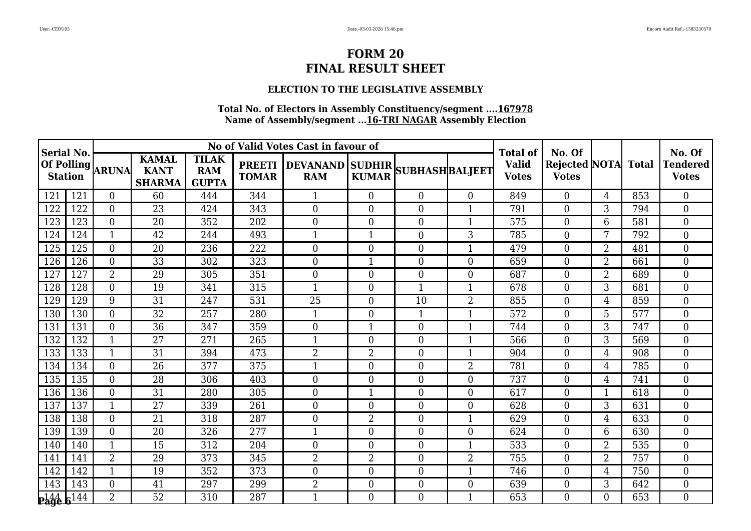# FORM 20
# FINAL RESULT SHEET

### ELECTION TO THE LEGISLATIVE ASSEMBLY

**Total No. of Electors in Assembly Constituency/segment ....167978**
**Name of Assembly/segment ...16-TRI NAGAR Assembly Election**

| Serial No. Of Polling Station | | No of Valid Votes Cast in favour of | | | | | | | | Total of Valid Votes | No. Of Rejected Votes | NOTA | Total | No. Of Tendered Votes |
|---|---|---|---|---|---|---|---|---|---|---|---|---|---|---|
| | | ARUNA | KAMAL KANT SHARMA | TILAK RAM GUPTA | PREETI TOMAR | DEVANAND RAM | SUDHIR KUMAR | SUBHASH | BALJEET | | | | | |
| 121 | 121 | 0 | 60 | 444 | 344 | 1 | 0 | 0 | 0 | 849 | 0 | 4 | 853 | 0 |
| 122 | 122 | 0 | 23 | 424 | 343 | 0 | 0 | 0 | 1 | 791 | 0 | 3 | 794 | 0 |
| 123 | 123 | 0 | 20 | 352 | 202 | 0 | 0 | 0 | 1 | 575 | 0 | 6 | 581 | 0 |
| 124 | 124 | 1 | 42 | 244 | 493 | 1 | 1 | 0 | 3 | 785 | 0 | 7 | 792 | 0 |
| 125 | 125 | 0 | 20 | 236 | 222 | 0 | 0 | 0 | 1 | 479 | 0 | 2 | 481 | 0 |
| 126 | 126 | 0 | 33 | 302 | 323 | 0 | 1 | 0 | 0 | 659 | 0 | 2 | 661 | 0 |
| 127 | 127 | 2 | 29 | 305 | 351 | 0 | 0 | 0 | 0 | 687 | 0 | 2 | 689 | 0 |
| 128 | 128 | 0 | 19 | 341 | 315 | 1 | 0 | 1 | 1 | 678 | 0 | 3 | 681 | 0 |
| 129 | 129 | 9 | 31 | 247 | 531 | 25 | 0 | 10 | 2 | 855 | 0 | 4 | 859 | 0 |
| 130 | 130 | 0 | 32 | 257 | 280 | 1 | 0 | 1 | 1 | 572 | 0 | 5 | 577 | 0 |
| 131 | 131 | 0 | 36 | 347 | 359 | 0 | 1 | 0 | 1 | 744 | 0 | 3 | 747 | 0 |
| 132 | 132 | 1 | 27 | 271 | 265 | 1 | 0 | 0 | 1 | 566 | 0 | 3 | 569 | 0 |
| 133 | 133 | 1 | 31 | 394 | 473 | 2 | 2 | 0 | 1 | 904 | 0 | 4 | 908 | 0 |
| 134 | 134 | 0 | 26 | 377 | 375 | 1 | 0 | 0 | 2 | 781 | 0 | 4 | 785 | 0 |
| 135 | 135 | 0 | 28 | 306 | 403 | 0 | 0 | 0 | 0 | 737 | 0 | 4 | 741 | 0 |
| 136 | 136 | 0 | 31 | 280 | 305 | 0 | 1 | 0 | 0 | 617 | 0 | 1 | 618 | 0 |
| 137 | 137 | 1 | 27 | 339 | 261 | 0 | 0 | 0 | 0 | 628 | 0 | 3 | 631 | 0 |
| 138 | 138 | 0 | 21 | 318 | 287 | 0 | 2 | 0 | 1 | 629 | 0 | 4 | 633 | 0 |
| 139 | 139 | 0 | 20 | 326 | 277 | 1 | 0 | 0 | 0 | 624 | 0 | 6 | 630 | 0 |
| 140 | 140 | 1 | 15 | 312 | 204 | 0 | 0 | 0 | 1 | 533 | 0 | 2 | 535 | 0 |
| 141 | 141 | 2 | 29 | 373 | 345 | 2 | 2 | 0 | 2 | 755 | 0 | 2 | 757 | 0 |
| 142 | 142 | 1 | 19 | 352 | 373 | 0 | 0 | 0 | 1 | 746 | 0 | 4 | 750 | 0 |
| 143 | 143 | 0 | 41 | 297 | 299 | 2 | 0 | 0 | 0 | 639 | 0 | 3 | 642 | 0 |
| 144 | 144 | 2 | 52 | 310 | 287 | 1 | 0 | 0 | 1 | 653 | 0 | 0 | 653 | 0 |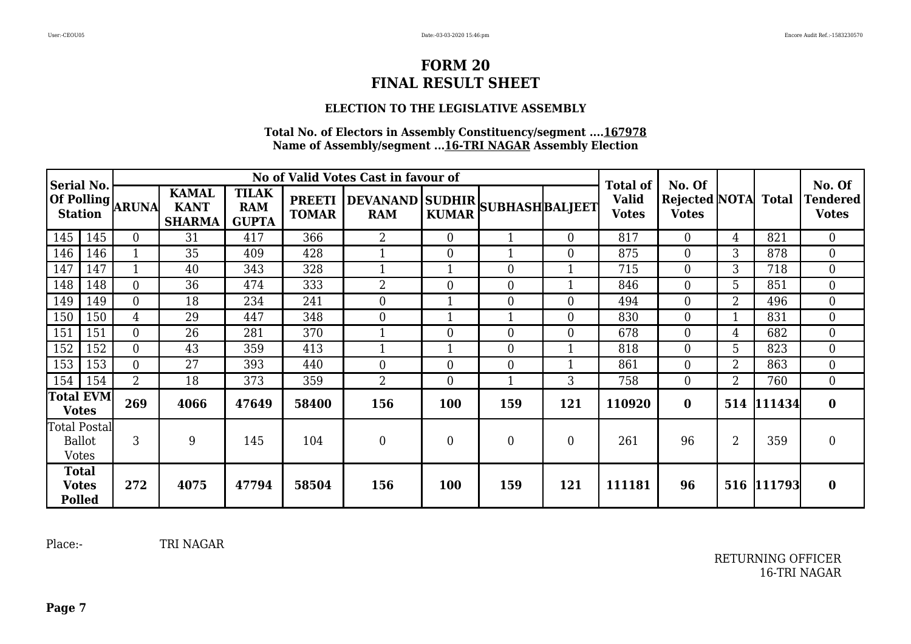# FORM 20
# FINAL RESULT SHEET

### ELECTION TO THE LEGISLATIVE ASSEMBLY

**Total No. of Electors in Assembly Constituency/segment ....167978**
**Name of Assembly/segment ...16-TRI NAGAR Assembly Election**

| Serial No. Of Polling Station | | No of Valid Votes Cast in favour of | | | | | | | | Total of Valid Votes | No. Of Rejected Votes | NOTA | Total | No. Of Tendered Votes |
|---|---|---|---|---|---|---|---|---|---|---|---|---|---|---|
| | | ARUNA | KAMAL KANT SHARMA | TILAK RAM GUPTA | PREETI TOMAR | DEVANAND RAM | SUDHIR KUMAR | SUBHASH | BALJEET | | | | | |
| 145 | 145 | 0 | 31 | 417 | 366 | 2 | 0 | 1 | 0 | 817 | 0 | 4 | 821 | 0 |
| 146 | 146 | 1 | 35 | 409 | 428 | 1 | 0 | 1 | 0 | 875 | 0 | 3 | 878 | 0 |
| 147 | 147 | 1 | 40 | 343 | 328 | 1 | 1 | 0 | 1 | 715 | 0 | 3 | 718 | 0 |
| 148 | 148 | 0 | 36 | 474 | 333 | 2 | 0 | 0 | 1 | 846 | 0 | 5 | 851 | 0 |
| 149 | 149 | 0 | 18 | 234 | 241 | 0 | 1 | 0 | 0 | 494 | 0 | 2 | 496 | 0 |
| 150 | 150 | 4 | 29 | 447 | 348 | 0 | 1 | 1 | 0 | 830 | 0 | 1 | 831 | 0 |
| 151 | 151 | 0 | 26 | 281 | 370 | 1 | 0 | 0 | 0 | 678 | 0 | 4 | 682 | 0 |
| 152 | 152 | 0 | 43 | 359 | 413 | 1 | 1 | 0 | 1 | 818 | 0 | 5 | 823 | 0 |
| 153 | 153 | 0 | 27 | 393 | 440 | 0 | 0 | 0 | 1 | 861 | 0 | 2 | 863 | 0 |
| 154 | 154 | 2 | 18 | 373 | 359 | 2 | 0 | 1 | 3 | 758 | 0 | 2 | 760 | 0 |
| **Total EVM Votes** | | **269** | **4066** | **47649** | **58400** | **156** | **100** | **159** | **121** | **110920** | **0** | **514** | **111434** | **0** |
| Total Postal Ballot Votes | | 3 | 9 | 145 | 104 | 0 | 0 | 0 | 0 | 261 | 96 | 2 | 359 | 0 |
| **Total Votes Polled** | | **272** | **4075** | **47794** | **58504** | **156** | **100** | **159** | **121** | **111181** | **96** | **516** | **111793** | **0** |

Place:- TRI NAGAR

RETURNING OFFICER
16-TRI NAGAR